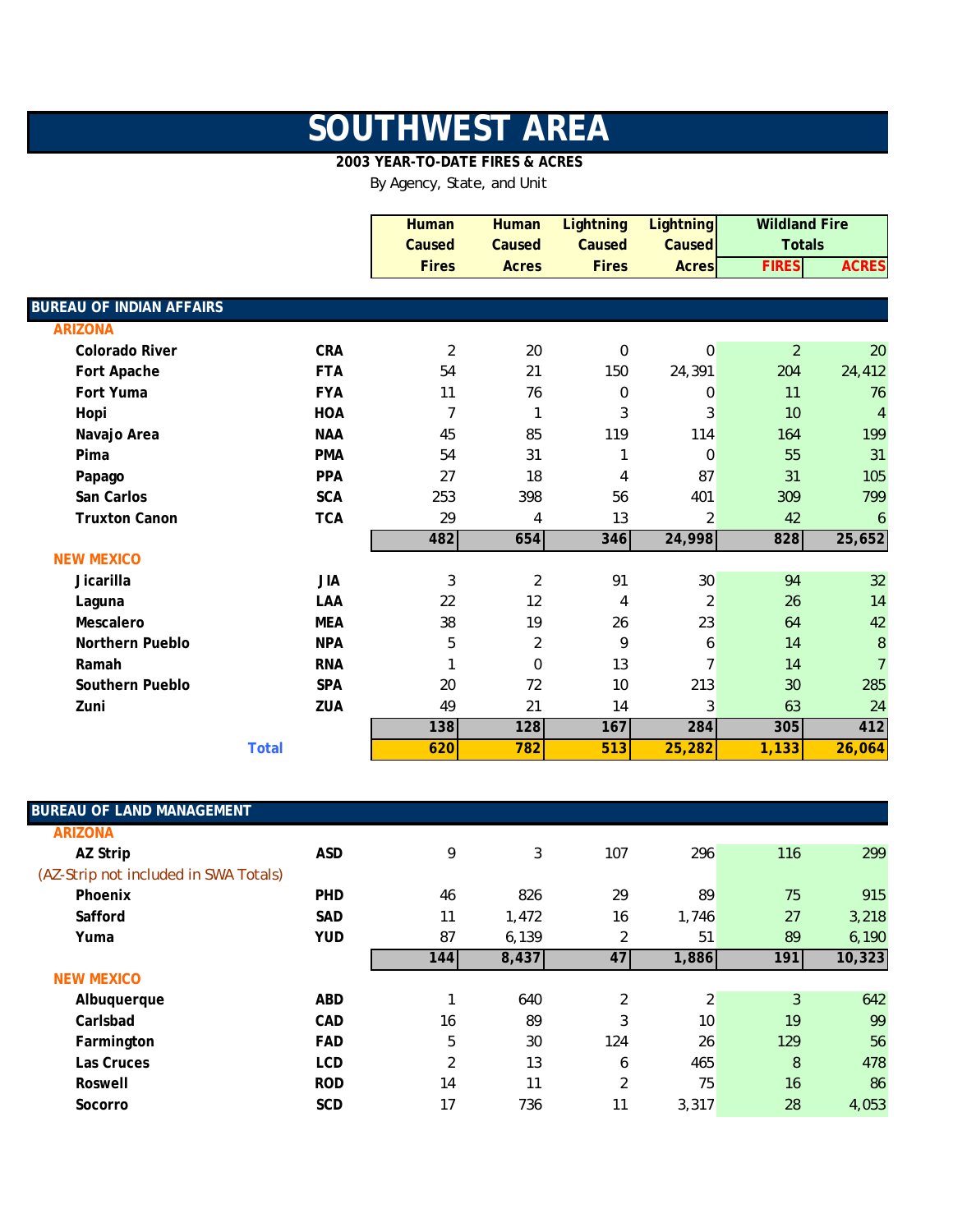# SOUTHWEST AREA

**2003 YEAR-TO-DATE FIRES & ACRES**

By Agency, State, and Unit

| | | Human Caused Fires | Human Caused Acres | Lightning Caused Fires | Lightning Caused Acres | Wildland Fire Totals FIRES | Wildland Fire Totals ACRES |
|---|---|---|---|---|---|---|---|
| **BUREAU OF INDIAN AFFAIRS** | | | | | | | |
| **ARIZONA** | | | | | | | |
| **Colorado River** | **CRA** | 2 | 20 | 0 | 0 | 2 | 20 |
| **Fort Apache** | **FTA** | 54 | 21 | 150 | 24,391 | 204 | 24,412 |
| **Fort Yuma** | **FYA** | 11 | 76 | 0 | 0 | 11 | 76 |
| **Hopi** | **HOA** | 7 | 1 | 3 | 3 | 10 | 4 |
| **Navajo Area** | **NAA** | 45 | 85 | 119 | 114 | 164 | 199 |
| **Pima** | **PMA** | 54 | 31 | 1 | 0 | 55 | 31 |
| **Papago** | **PPA** | 27 | 18 | 4 | 87 | 31 | 105 |
| **San Carlos** | **SCA** | 253 | 398 | 56 | 401 | 309 | 799 |
| **Truxton Canon** | **TCA** | 29 | 4 | 13 | 2 | 42 | 6 |
| | | **482** | **654** | **346** | **24,998** | **828** | **25,652** |
| **NEW MEXICO** | | | | | | | |
| **Jicarilla** | **JIA** | 3 | 2 | 91 | 30 | 94 | 32 |
| **Laguna** | **LAA** | 22 | 12 | 4 | 2 | 26 | 14 |
| **Mescalero** | **MEA** | 38 | 19 | 26 | 23 | 64 | 42 |
| **Northern Pueblo** | **NPA** | 5 | 2 | 9 | 6 | 14 | 8 |
| **Ramah** | **RNA** | 1 | 0 | 13 | 7 | 14 | 7 |
| **Southern Pueblo** | **SPA** | 20 | 72 | 10 | 213 | 30 | 285 |
| **Zuni** | **ZUA** | 49 | 21 | 14 | 3 | 63 | 24 |
| | | **138** | **128** | **167** | **284** | **305** | **412** |
| **Total** | | **620** | **782** | **513** | **25,282** | **1,133** | **26,064** |
| **BUREAU OF LAND MANAGEMENT** | | | | | | | |
| **ARIZONA** | | | | | | | |
| **AZ Strip** | **ASD** | 9 | 3 | 107 | 296 | 116 | 299 |
| (AZ-Strip not included in SWA Totals) | | | | | | | |
| **Phoenix** | **PHD** | 46 | 826 | 29 | 89 | 75 | 915 |
| **Safford** | **SAD** | 11 | 1,472 | 16 | 1,746 | 27 | 3,218 |
| **Yuma** | **YUD** | 87 | 6,139 | 2 | 51 | 89 | 6,190 |
| | | **144** | **8,437** | **47** | **1,886** | **191** | **10,323** |
| **NEW MEXICO** | | | | | | | |
| **Albuquerque** | **ABD** | 1 | 640 | 2 | 2 | 3 | 642 |
| **Carlsbad** | **CAD** | 16 | 89 | 3 | 10 | 19 | 99 |
| **Farmington** | **FAD** | 5 | 30 | 124 | 26 | 129 | 56 |
| **Las Cruces** | **LCD** | 2 | 13 | 6 | 465 | 8 | 478 |
| **Roswell** | **ROD** | 14 | 11 | 2 | 75 | 16 | 86 |
| **Socorro** | **SCD** | 17 | 736 | 11 | 3,317 | 28 | 4,053 |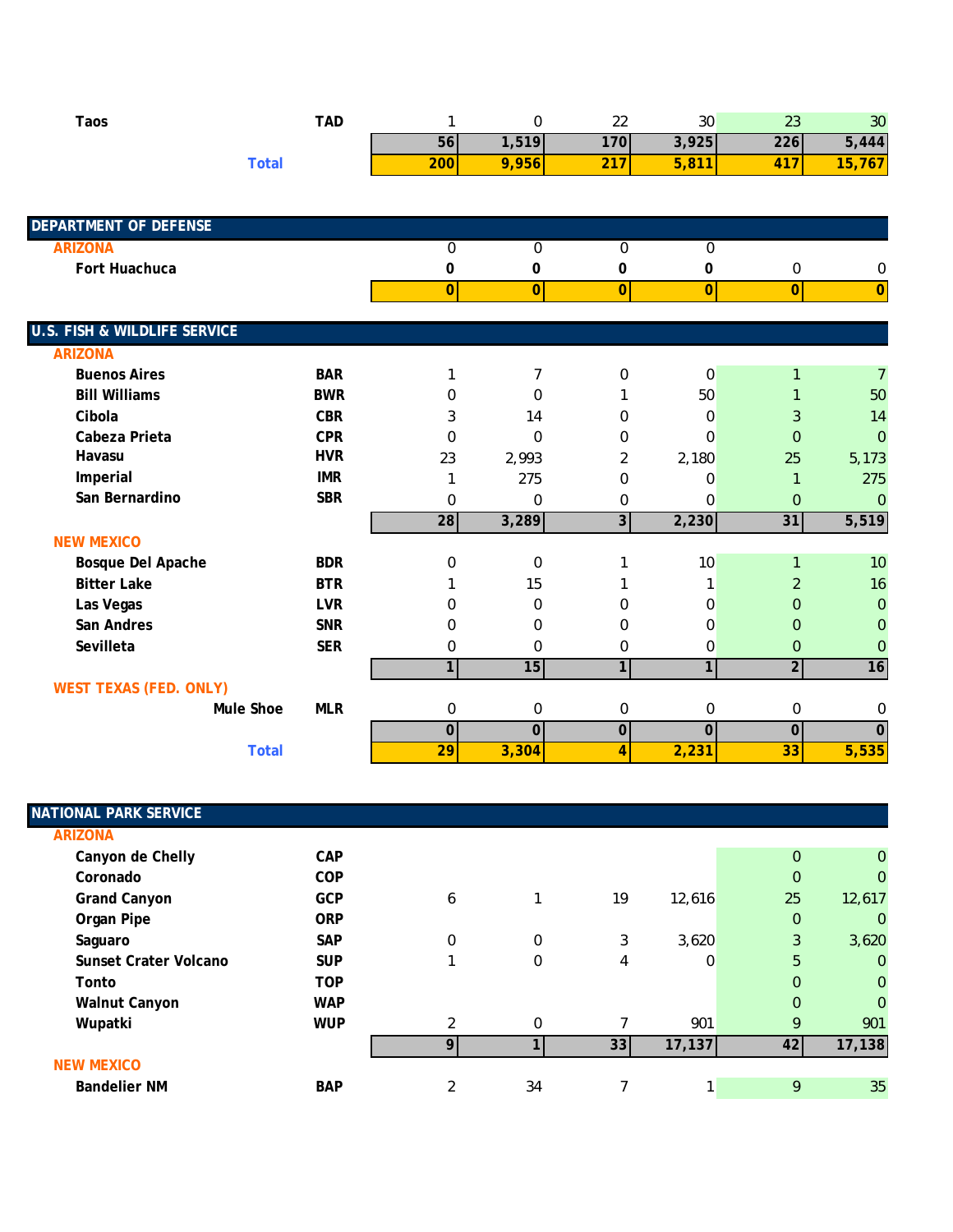| | | | | | | | |
|---|---|---|---|---|---|---|---|
| Taos | TAD | 1 | 0 | 22 | 30 | 23 | 30 |
| | | 56 | 1,519 | 170 | 3,925 | 226 | 5,444 |
| Total | | 200 | 9,956 | 217 | 5,811 | 417 | 15,767 |

## DEPARTMENT OF DEFENSE

| | | | | | | | |
|---|---|---|---|---|---|---|---|
| **ARIZONA** | | 0 | 0 | 0 | 0 | | |
| Fort Huachuca | | 0 | 0 | 0 | 0 | 0 | 0 |
| | | 0 | 0 | 0 | 0 | 0 | 0 |

## U.S. FISH & WILDLIFE SERVICE

| | | | | | | | |
|---|---|---|---|---|---|---|---|
| **ARIZONA** | | | | | | | |
| Buenos Aires | BAR | 1 | 7 | 0 | 0 | 1 | 7 |
| Bill Williams | BWR | 0 | 0 | 1 | 50 | 1 | 50 |
| Cibola | CBR | 3 | 14 | 0 | 0 | 3 | 14 |
| Cabeza Prieta | CPR | 0 | 0 | 0 | 0 | 0 | 0 |
| Havasu | HVR | 23 | 2,993 | 2 | 2,180 | 25 | 5,173 |
| Imperial | IMR | 1 | 275 | 0 | 0 | 1 | 275 |
| San Bernardino | SBR | 0 | 0 | 0 | 0 | 0 | 0 |
| | | 28 | 3,289 | 3 | 2,230 | 31 | 5,519 |
| **NEW MEXICO** | | | | | | | |
| Bosque Del Apache | BDR | 0 | 0 | 1 | 10 | 1 | 10 |
| Bitter Lake | BTR | 1 | 15 | 1 | 1 | 2 | 16 |
| Las Vegas | LVR | 0 | 0 | 0 | 0 | 0 | 0 |
| San Andres | SNR | 0 | 0 | 0 | 0 | 0 | 0 |
| Sevilleta | SER | 0 | 0 | 0 | 0 | 0 | 0 |
| | | 1 | 15 | 1 | 1 | 2 | 16 |
| **WEST TEXAS (FED. ONLY)** | | | | | | | |
| Mule Shoe | MLR | 0 | 0 | 0 | 0 | 0 | 0 |
| | | 0 | 0 | 0 | 0 | 0 | 0 |
| Total | | 29 | 3,304 | 4 | 2,231 | 33 | 5,535 |

## NATIONAL PARK SERVICE

| | | | | | | | |
|---|---|---|---|---|---|---|---|
| **ARIZONA** | | | | | | | |
| Canyon de Chelly | CAP | | | | | 0 | 0 |
| Coronado | COP | | | | | 0 | 0 |
| Grand Canyon | GCP | 6 | 1 | 19 | 12,616 | 25 | 12,617 |
| Organ Pipe | ORP | | | | | 0 | 0 |
| Saguaro | SAP | 0 | 0 | 3 | 3,620 | 3 | 3,620 |
| Sunset Crater Volcano | SUP | 1 | 0 | 4 | 0 | 5 | 0 |
| Tonto | TOP | | | | | 0 | 0 |
| Walnut Canyon | WAP | | | | | 0 | 0 |
| Wupatki | WUP | 2 | 0 | 7 | 901 | 9 | 901 |
| | | 9 | 1 | 33 | 17,137 | 42 | 17,138 |
| **NEW MEXICO** | | | | | | | |
| Bandelier NM | BAP | 2 | 34 | 7 | 1 | 9 | 35 |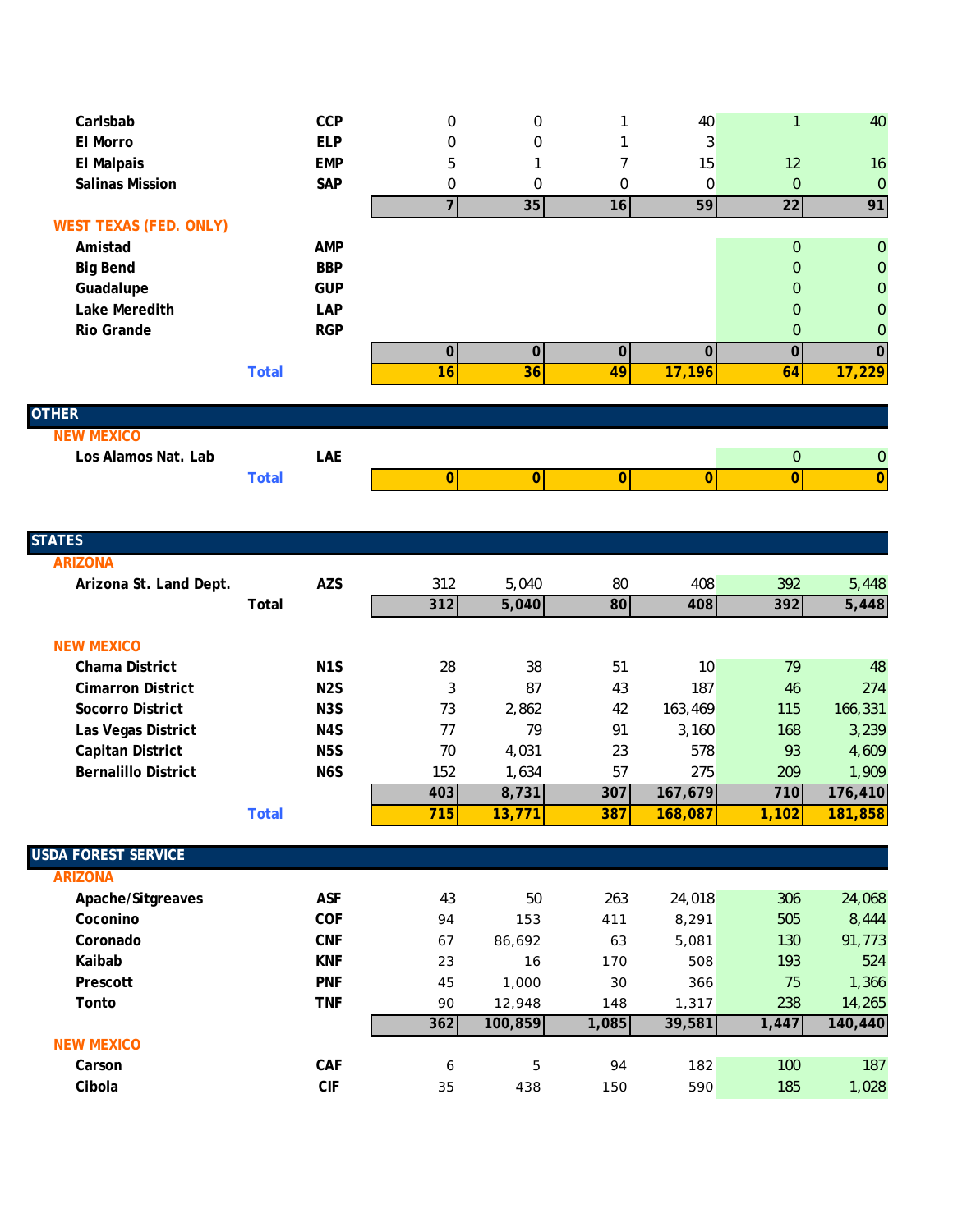| | | | | | | | |
|---|---|---|---|---|---|---|---|
| Carlsbab | CCP | 0 | 0 | 1 | 40 | 1 | 40 |
| El Morro | ELP | 0 | 0 | 1 | 3 | | |
| El Malpais | EMP | 5 | 1 | 7 | 15 | 12 | 16 |
| Salinas Mission | SAP | 0 | 0 | 0 | 0 | 0 | 0 |
| | | **7** | **35** | **16** | **59** | **22** | **91** |
| **WEST TEXAS (FED. ONLY)** | | | | | | | |
| Amistad | AMP | | | | | 0 | 0 |
| Big Bend | BBP | | | | | 0 | 0 |
| Guadalupe | GUP | | | | | 0 | 0 |
| Lake Meredith | LAP | | | | | 0 | 0 |
| Rio Grande | RGP | | | | | 0 | 0 |
| | | **0** | **0** | **0** | **0** | **0** | **0** |
| **Total** | | **16** | **36** | **49** | **17,196** | **64** | **17,229** |

| | | | | | | | |
|---|---|---|---|---|---|---|---|
| **OTHER** | | | | | | | |
| **NEW MEXICO** | | | | | | | |
| Los Alamos Nat. Lab | LAE | | | | | 0 | 0 |
| **Total** | | **0** | **0** | **0** | **0** | **0** | **0** |

| | | | | | | | |
|---|---|---|---|---|---|---|---|
| **STATES** | | | | | | | |
| **ARIZONA** | | | | | | | |
| Arizona St. Land Dept. | AZS | 312 | 5,040 | 80 | 408 | 392 | 5,448 |
| **Total** | | **312** | **5,040** | **80** | **408** | **392** | **5,448** |
| **NEW MEXICO** | | | | | | | |
| Chama District | N1S | 28 | 38 | 51 | 10 | 79 | 48 |
| Cimarron District | N2S | 3 | 87 | 43 | 187 | 46 | 274 |
| Socorro District | N3S | 73 | 2,862 | 42 | 163,469 | 115 | 166,331 |
| Las Vegas District | N4S | 77 | 79 | 91 | 3,160 | 168 | 3,239 |
| Capitan District | N5S | 70 | 4,031 | 23 | 578 | 93 | 4,609 |
| Bernalillo District | N6S | 152 | 1,634 | 57 | 275 | 209 | 1,909 |
| | | **403** | **8,731** | **307** | **167,679** | **710** | **176,410** |
| **Total** | | **715** | **13,771** | **387** | **168,087** | **1,102** | **181,858** |

| | | | | | | | |
|---|---|---|---|---|---|---|---|
| **USDA FOREST SERVICE** | | | | | | | |
| **ARIZONA** | | | | | | | |
| Apache/Sitgreaves | ASF | 43 | 50 | 263 | 24,018 | 306 | 24,068 |
| Coconino | COF | 94 | 153 | 411 | 8,291 | 505 | 8,444 |
| Coronado | CNF | 67 | 86,692 | 63 | 5,081 | 130 | 91,773 |
| Kaibab | KNF | 23 | 16 | 170 | 508 | 193 | 524 |
| Prescott | PNF | 45 | 1,000 | 30 | 366 | 75 | 1,366 |
| Tonto | TNF | 90 | 12,948 | 148 | 1,317 | 238 | 14,265 |
| | | **362** | **100,859** | **1,085** | **39,581** | **1,447** | **140,440** |
| **NEW MEXICO** | | | | | | | |
| Carson | CAF | 6 | 5 | 94 | 182 | 100 | 187 |
| Cibola | CIF | 35 | 438 | 150 | 590 | 185 | 1,028 |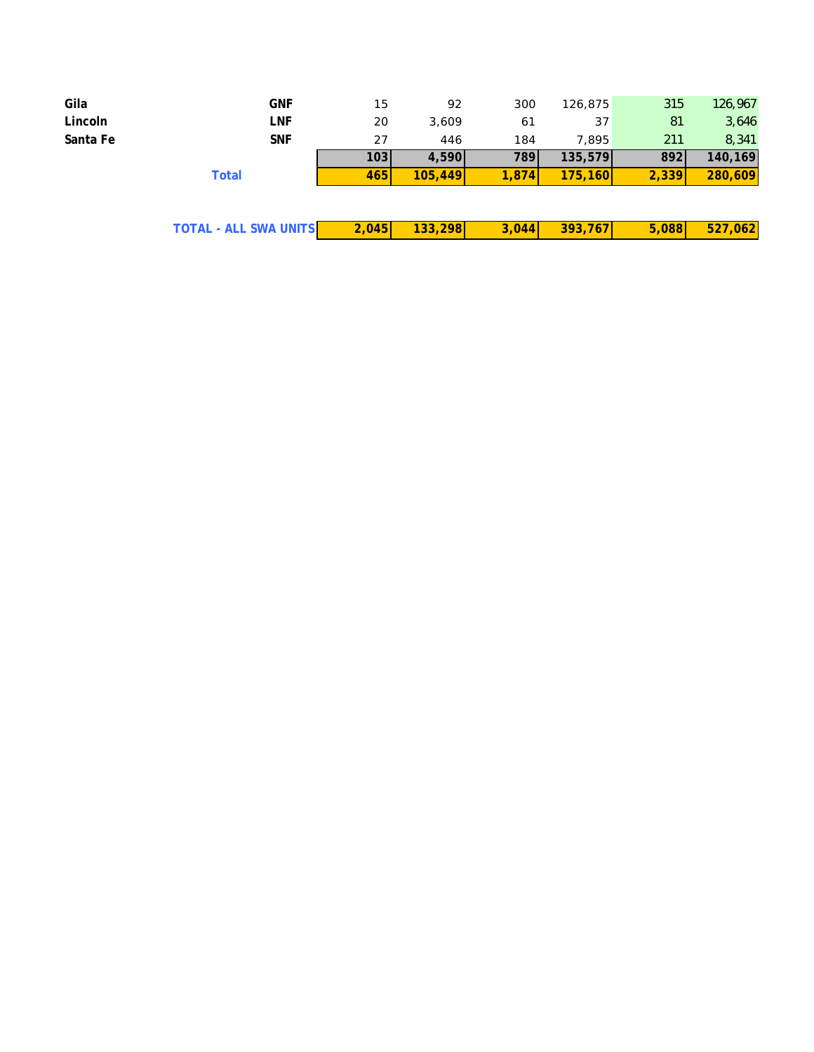| | | | | | | | |
|---|---|---|---|---|---|---|---|
| **Gila** | **GNF** | 15 | 92 | 300 | 126,875 | 315 | 126,967 |
| **Lincoln** | **LNF** | 20 | 3,609 | 61 | 37 | 81 | 3,646 |
| **Santa Fe** | **SNF** | 27 | 446 | 184 | 7,895 | 211 | 8,341 |
| | | **103** | **4,590** | **789** | **135,579** | **892** | **140,169** |
| **Total** | | **465** | **105,449** | **1,874** | **175,160** | **2,339** | **280,609** |
| | | | | | | | |
| **TOTAL - ALL SWA UNITS** | | **2,045** | **133,298** | **3,044** | **393,767** | **5,088** | **527,062** |